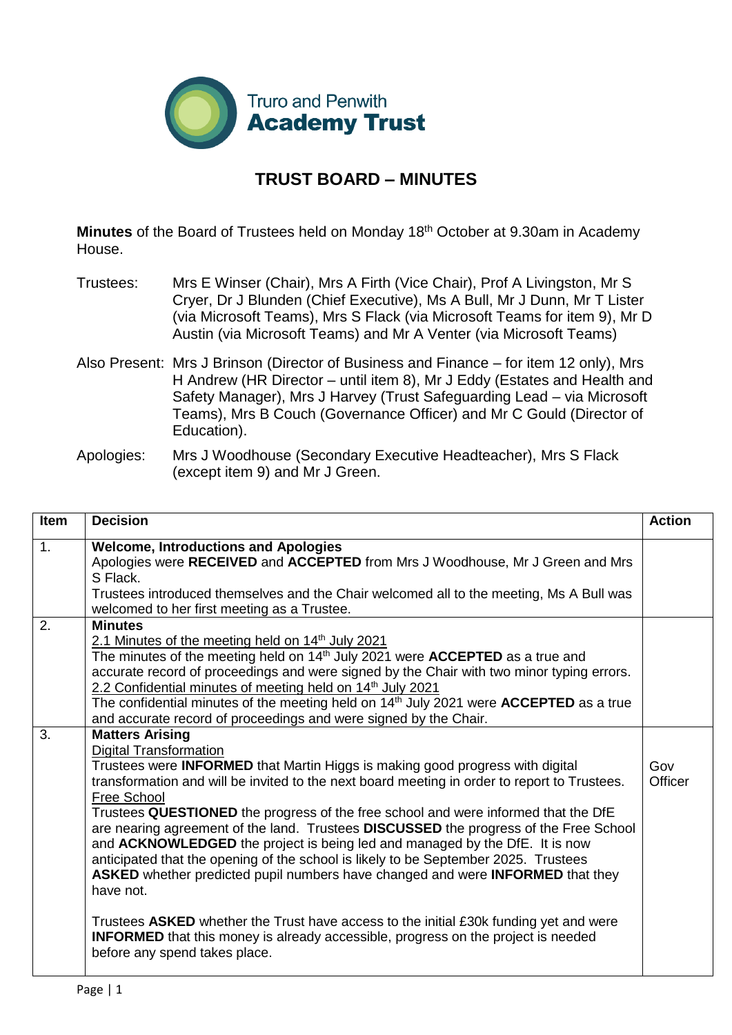Truro and Penwith **Academy Trust**

# TRUST BOARD – MINUTES

**Minutes** of the Board of Trustees held on Monday 18th October at 9.30am in Academy House.

Trustees: Mrs E Winser (Chair), Mrs A Firth (Vice Chair), Prof A Livingston, Mr S Cryer, Dr J Blunden (Chief Executive), Ms A Bull, Mr J Dunn, Mr T Lister (via Microsoft Teams), Mrs S Flack (via Microsoft Teams for item 9), Mr D Austin (via Microsoft Teams) and Mr A Venter (via Microsoft Teams)

Also Present: Mrs J Brinson (Director of Business and Finance – for item 12 only), Mrs H Andrew (HR Director – until item 8), Mr J Eddy (Estates and Health and Safety Manager), Mrs J Harvey (Trust Safeguarding Lead – via Microsoft Teams), Mrs B Couch (Governance Officer) and Mr C Gould (Director of Education).

Apologies: Mrs J Woodhouse (Secondary Executive Headteacher), Mrs S Flack (except item 9) and Mr J Green.

| Item | Decision | Action |
|---|---|---|
| 1. | **Welcome, Introductions and Apologies**<br>Apologies were **RECEIVED** and **ACCEPTED** from Mrs J Woodhouse, Mr J Green and Mrs S Flack.<br>Trustees introduced themselves and the Chair welcomed all to the meeting, Ms A Bull was welcomed to her first meeting as a Trustee. | |
| 2. | **Minutes**<br>2.1 Minutes of the meeting held on 14th July 2021<br>The minutes of the meeting held on 14th July 2021 were **ACCEPTED** as a true and accurate record of proceedings and were signed by the Chair with two minor typing errors.<br>2.2 Confidential minutes of meeting held on 14th July 2021<br>The confidential minutes of the meeting held on 14th July 2021 were **ACCEPTED** as a true and accurate record of proceedings and were signed by the Chair. | |
| 3. | **Matters Arising**<br>Digital Transformation<br>Trustees were **INFORMED** that Martin Higgs is making good progress with digital transformation and will be invited to the next board meeting in order to report to Trustees.<br>Free School<br>Trustees **QUESTIONED** the progress of the free school and were informed that the DfE are nearing agreement of the land. Trustees **DISCUSSED** the progress of the Free School and **ACKNOWLEDGED** the project is being led and managed by the DfE. It is now anticipated that the opening of the school is likely to be September 2025. Trustees **ASKED** whether predicted pupil numbers have changed and were **INFORMED** that they have not.<br><br>Trustees **ASKED** whether the Trust have access to the initial £30k funding yet and were **INFORMED** that this money is already accessible, progress on the project is needed before any spend takes place. | Gov Officer |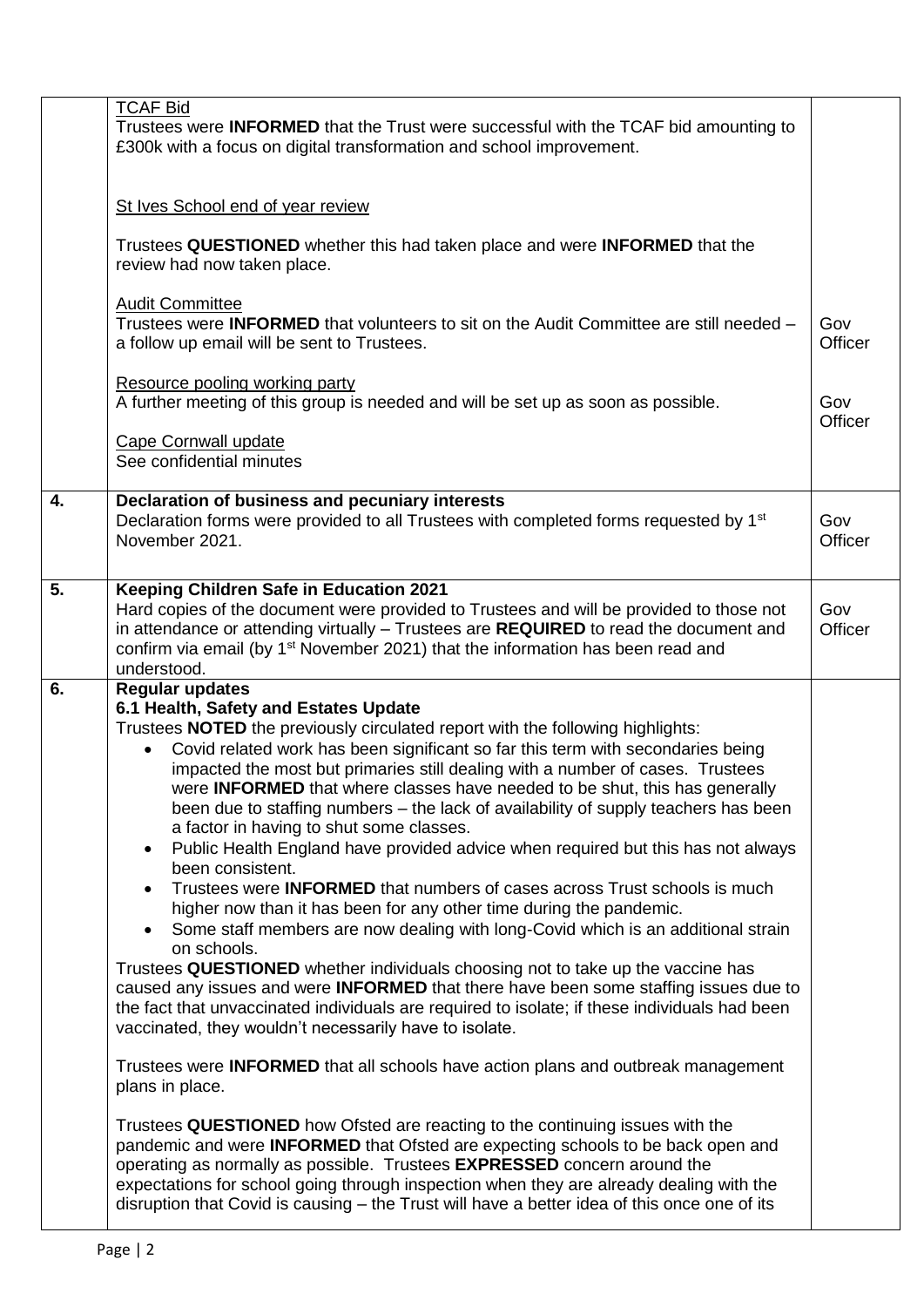| | | |
|---|---|---|
| | <u>TCAF Bid</u><br>Trustees were **INFORMED** that the Trust were successful with the TCAF bid amounting to £300k with a focus on digital transformation and school improvement.<br><br><u>St Ives School end of year review</u><br><br>Trustees **QUESTIONED** whether this had taken place and were **INFORMED** that the review had now taken place.<br><br><u>Audit Committee</u><br>Trustees were **INFORMED** that volunteers to sit on the Audit Committee are still needed – a follow up email will be sent to Trustees.<br><br><u>Resource pooling working party</u><br>A further meeting of this group is needed and will be set up as soon as possible.<br><br><u>Cape Cornwall update</u><br>See confidential minutes | <br><br><br><br><br><br><br><br>Gov Officer<br><br>Gov Officer |
| **4.** | **Declaration of business and pecuniary interests**<br>Declaration forms were provided to all Trustees with completed forms requested by 1st November 2021. | Gov Officer |
| **5.** | **Keeping Children Safe in Education 2021**<br>Hard copies of the document were provided to Trustees and will be provided to those not in attendance or attending virtually – Trustees are **REQUIRED** to read the document and confirm via email (by 1st November 2021) that the information has been read and understood. | Gov Officer |
| **6.** | **Regular updates**<br>**6.1 Health, Safety and Estates Update**<br>Trustees **NOTED** the previously circulated report with the following highlights:<br>• Covid related work has been significant so far this term with secondaries being impacted the most but primaries still dealing with a number of cases. Trustees were **INFORMED** that where classes have needed to be shut, this has generally been due to staffing numbers – the lack of availability of supply teachers has been a factor in having to shut some classes.<br>• Public Health England have provided advice when required but this has not always been consistent.<br>• Trustees were **INFORMED** that numbers of cases across Trust schools is much higher now than it has been for any other time during the pandemic.<br>• Some staff members are now dealing with long-Covid which is an additional strain on schools.<br>Trustees **QUESTIONED** whether individuals choosing not to take up the vaccine has caused any issues and were **INFORMED** that there have been some staffing issues due to the fact that unvaccinated individuals are required to isolate; if these individuals had been vaccinated, they wouldn't necessarily have to isolate.<br><br>Trustees were **INFORMED** that all schools have action plans and outbreak management plans in place.<br><br>Trustees **QUESTIONED** how Ofsted are reacting to the continuing issues with the pandemic and were **INFORMED** that Ofsted are expecting schools to be back open and operating as normally as possible. Trustees **EXPRESSED** concern around the expectations for school going through inspection when they are already dealing with the disruption that Covid is causing – the Trust will have a better idea of this once one of its | |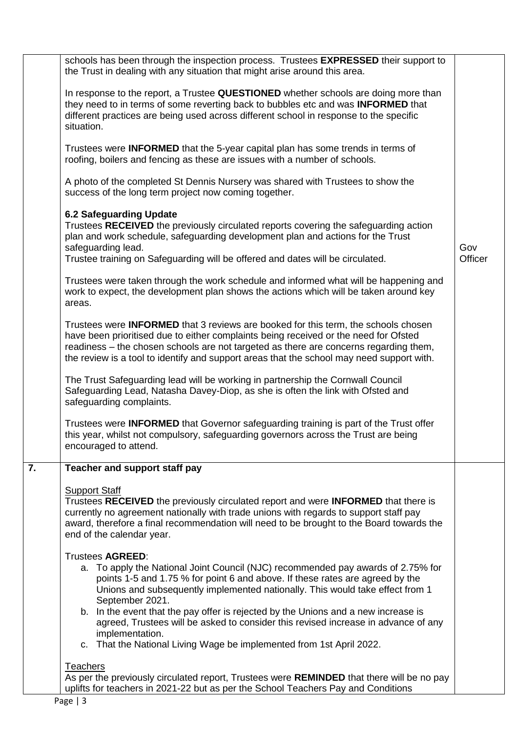| | | |
|---|---|---|
| | schools has been through the inspection process. Trustees **EXPRESSED** their support to the Trust in dealing with any situation that might arise around this area.<br><br>In response to the report, a Trustee **QUESTIONED** whether schools are doing more than they need to in terms of some reverting back to bubbles etc and was **INFORMED** that different practices are being used across different school in response to the specific situation.<br><br>Trustees were **INFORMED** that the 5-year capital plan has some trends in terms of roofing, boilers and fencing as these are issues with a number of schools.<br><br>A photo of the completed St Dennis Nursery was shared with Trustees to show the success of the long term project now coming together.<br><br>**6.2 Safeguarding Update**<br>Trustees **RECEIVED** the previously circulated reports covering the safeguarding action plan and work schedule, safeguarding development plan and actions for the Trust safeguarding lead.<br>Trustee training on Safeguarding will be offered and dates will be circulated.<br><br>Trustees were taken through the work schedule and informed what will be happening and work to expect, the development plan shows the actions which will be taken around key areas.<br><br>Trustees were **INFORMED** that 3 reviews are booked for this term, the schools chosen have been prioritised due to either complaints being received or the need for Ofsted readiness – the chosen schools are not targeted as there are concerns regarding them, the review is a tool to identify and support areas that the school may need support with.<br><br>The Trust Safeguarding lead will be working in partnership the Cornwall Council Safeguarding Lead, Natasha Davey-Diop, as she is often the link with Ofsted and safeguarding complaints.<br><br>Trustees were **INFORMED** that Governor safeguarding training is part of the Trust offer this year, whilst not compulsory, safeguarding governors across the Trust are being encouraged to attend. | Gov Officer |
| **7.** | **Teacher and support staff pay**<br><br>Support Staff<br>Trustees **RECEIVED** the previously circulated report and were **INFORMED** that there is currently no agreement nationally with trade unions with regards to support staff pay award, therefore a final recommendation will need to be brought to the Board towards the end of the calendar year.<br><br>Trustees **AGREED**:<br>a. To apply the National Joint Council (NJC) recommended pay awards of 2.75% for points 1-5 and 1.75 % for point 6 and above. If these rates are agreed by the Unions and subsequently implemented nationally. This would take effect from 1 September 2021.<br>b. In the event that the pay offer is rejected by the Unions and a new increase is agreed, Trustees will be asked to consider this revised increase in advance of any implementation.<br>c. That the National Living Wage be implemented from 1st April 2022.<br><br>Teachers<br>As per the previously circulated report, Trustees were **REMINDED** that there will be no pay uplifts for teachers in 2021-22 but as per the School Teachers Pay and Conditions | |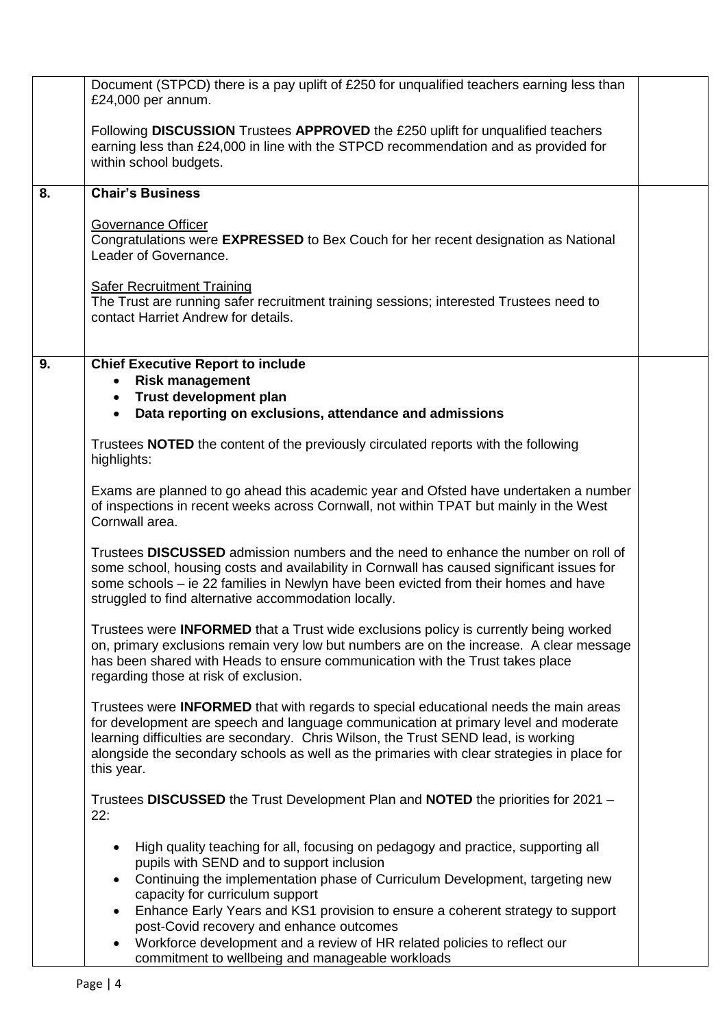| | | |
|---|---|---|
| | Document (STPCD) there is a pay uplift of £250 for unqualified teachers earning less than £24,000 per annum.<br><br>Following **DISCUSSION** Trustees **APPROVED** the £250 uplift for unqualified teachers earning less than £24,000 in line with the STPCD recommendation and as provided for within school budgets. | |
| **8.** | **Chair's Business**<br><br><u>Governance Officer</u><br>Congratulations were **EXPRESSED** to Bex Couch for her recent designation as National Leader of Governance.<br><br><u>Safer Recruitment Training</u><br>The Trust are running safer recruitment training sessions; interested Trustees need to contact Harriet Andrew for details. | |
| **9.** | **Chief Executive Report to include**<br>• **Risk management**<br>• **Trust development plan**<br>• **Data reporting on exclusions, attendance and admissions**<br><br>Trustees **NOTED** the content of the previously circulated reports with the following highlights:<br><br>Exams are planned to go ahead this academic year and Ofsted have undertaken a number of inspections in recent weeks across Cornwall, not within TPAT but mainly in the West Cornwall area.<br><br>Trustees **DISCUSSED** admission numbers and the need to enhance the number on roll of some school, housing costs and availability in Cornwall has caused significant issues for some schools – ie 22 families in Newlyn have been evicted from their homes and have struggled to find alternative accommodation locally.<br><br>Trustees were **INFORMED** that a Trust wide exclusions policy is currently being worked on, primary exclusions remain very low but numbers are on the increase. A clear message has been shared with Heads to ensure communication with the Trust takes place regarding those at risk of exclusion.<br><br>Trustees were **INFORMED** that with regards to special educational needs the main areas for development are speech and language communication at primary level and moderate learning difficulties are secondary. Chris Wilson, the Trust SEND lead, is working alongside the secondary schools as well as the primaries with clear strategies in place for this year.<br><br>Trustees **DISCUSSED** the Trust Development Plan and **NOTED** the priorities for 2021 – 22:<br><br>• High quality teaching for all, focusing on pedagogy and practice, supporting all pupils with SEND and to support inclusion<br>• Continuing the implementation phase of Curriculum Development, targeting new capacity for curriculum support<br>• Enhance Early Years and KS1 provision to ensure a coherent strategy to support post-Covid recovery and enhance outcomes<br>• Workforce development and a review of HR related policies to reflect our commitment to wellbeing and manageable workloads | |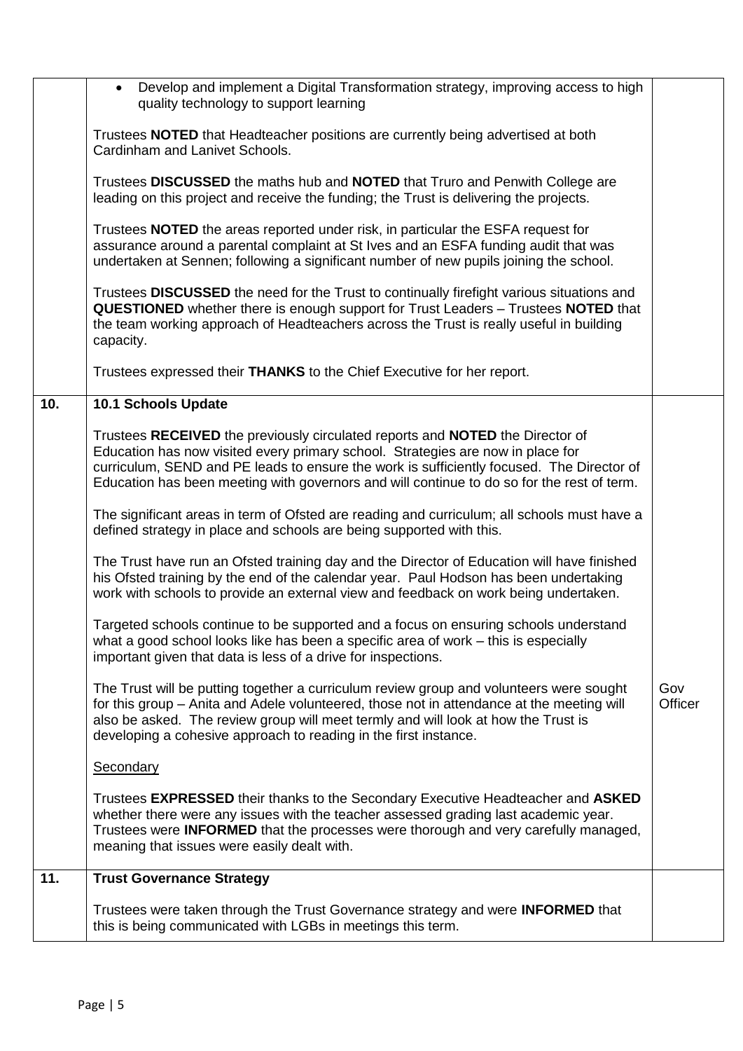| | | |
|---|---|---|
| | • Develop and implement a Digital Transformation strategy, improving access to high quality technology to support learning<br><br>Trustees **NOTED** that Headteacher positions are currently being advertised at both Cardinham and Lanivet Schools.<br><br>Trustees **DISCUSSED** the maths hub and **NOTED** that Truro and Penwith College are leading on this project and receive the funding; the Trust is delivering the projects.<br><br>Trustees **NOTED** the areas reported under risk, in particular the ESFA request for assurance around a parental complaint at St Ives and an ESFA funding audit that was undertaken at Sennen; following a significant number of new pupils joining the school.<br><br>Trustees **DISCUSSED** the need for the Trust to continually firefight various situations and **QUESTIONED** whether there is enough support for Trust Leaders – Trustees **NOTED** that the team working approach of Headteachers across the Trust is really useful in building capacity.<br><br>Trustees expressed their **THANKS** to the Chief Executive for her report. | |
| **10.** | **10.1 Schools Update**<br><br>Trustees **RECEIVED** the previously circulated reports and **NOTED** the Director of Education has now visited every primary school. Strategies are now in place for curriculum, SEND and PE leads to ensure the work is sufficiently focused. The Director of Education has been meeting with governors and will continue to do so for the rest of term.<br><br>The significant areas in term of Ofsted are reading and curriculum; all schools must have a defined strategy in place and schools are being supported with this.<br><br>The Trust have run an Ofsted training day and the Director of Education will have finished his Ofsted training by the end of the calendar year. Paul Hodson has been undertaking work with schools to provide an external view and feedback on work being undertaken.<br><br>Targeted schools continue to be supported and a focus on ensuring schools understand what a good school looks like has been a specific area of work – this is especially important given that data is less of a drive for inspections.<br><br>The Trust will be putting together a curriculum review group and volunteers were sought for this group – Anita and Adele volunteered, those not in attendance at the meeting will also be asked. The review group will meet termly and will look at how the Trust is developing a cohesive approach to reading in the first instance.<br><br><u>Secondary</u><br><br>Trustees **EXPRESSED** their thanks to the Secondary Executive Headteacher and **ASKED** whether there were any issues with the teacher assessed grading last academic year. Trustees were **INFORMED** that the processes were thorough and very carefully managed, meaning that issues were easily dealt with. | Gov Officer |
| **11.** | **Trust Governance Strategy**<br><br>Trustees were taken through the Trust Governance strategy and were **INFORMED** that this is being communicated with LGBs in meetings this term. | |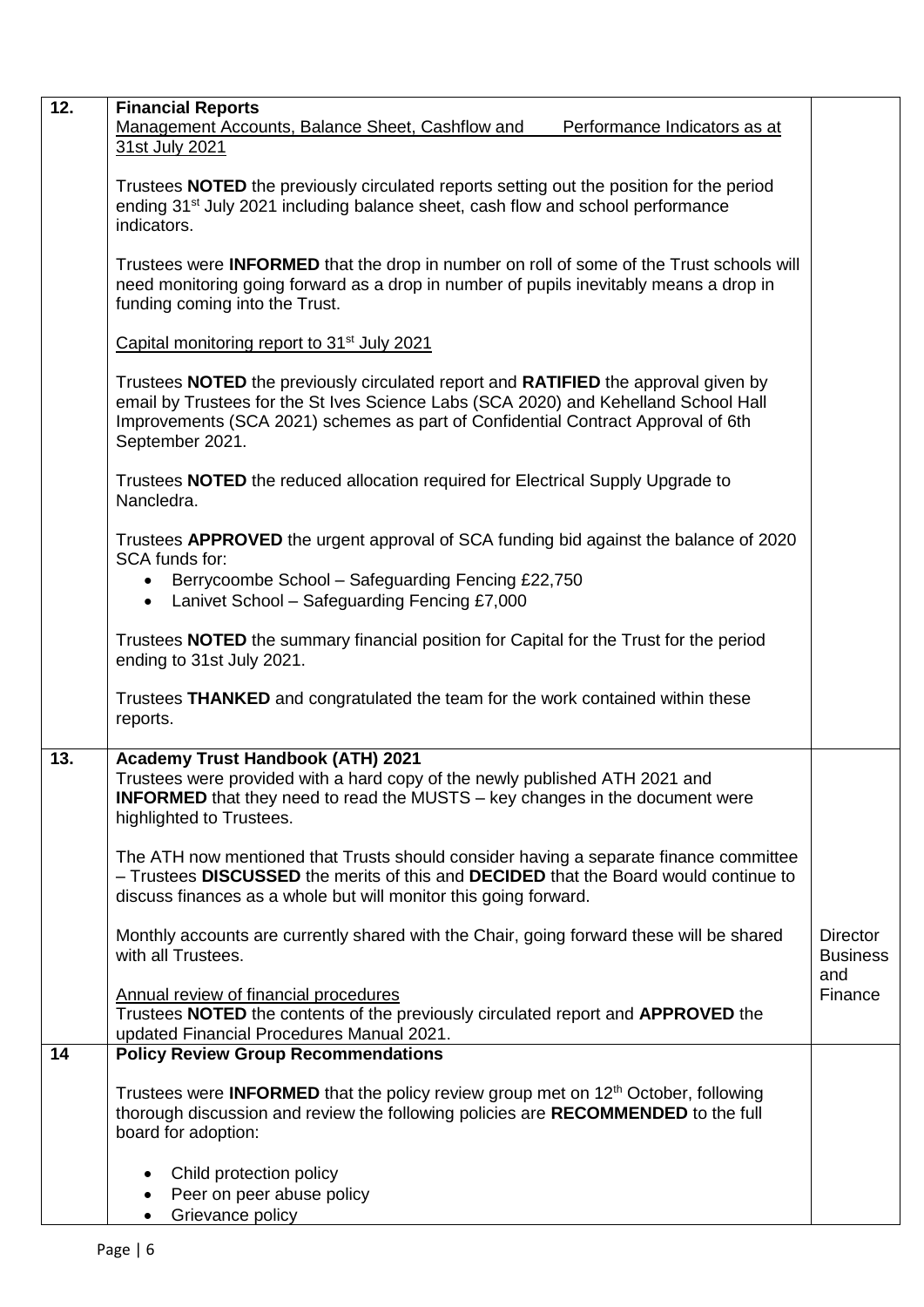| | | |
|---|---|---|
| 12. | **Financial Reports**<br>Management Accounts, Balance Sheet, Cashflow and Performance Indicators as at 31st July 2021<br><br>Trustees **NOTED** the previously circulated reports setting out the position for the period ending 31st July 2021 including balance sheet, cash flow and school performance indicators.<br><br>Trustees were **INFORMED** that the drop in number on roll of some of the Trust schools will need monitoring going forward as a drop in number of pupils inevitably means a drop in funding coming into the Trust.<br><br>Capital monitoring report to 31st July 2021<br><br>Trustees **NOTED** the previously circulated report and **RATIFIED** the approval given by email by Trustees for the St Ives Science Labs (SCA 2020) and Kehelland School Hall Improvements (SCA 2021) schemes as part of Confidential Contract Approval of 6th September 2021.<br><br>Trustees **NOTED** the reduced allocation required for Electrical Supply Upgrade to Nancledra.<br><br>Trustees **APPROVED** the urgent approval of SCA funding bid against the balance of 2020 SCA funds for:<br>• Berrycoombe School – Safeguarding Fencing £22,750<br>• Lanivet School – Safeguarding Fencing £7,000<br><br>Trustees **NOTED** the summary financial position for Capital for the Trust for the period ending to 31st July 2021.<br><br>Trustees **THANKED** and congratulated the team for the work contained within these reports. | |
| 13. | **Academy Trust Handbook (ATH) 2021**<br>Trustees were provided with a hard copy of the newly published ATH 2021 and **INFORMED** that they need to read the MUSTS – key changes in the document were highlighted to Trustees.<br><br>The ATH now mentioned that Trusts should consider having a separate finance committee – Trustees **DISCUSSED** the merits of this and **DECIDED** that the Board would continue to discuss finances as a whole but will monitor this going forward.<br><br>Monthly accounts are currently shared with the Chair, going forward these will be shared with all Trustees.<br><br>Annual review of financial procedures<br>Trustees **NOTED** the contents of the previously circulated report and **APPROVED** the updated Financial Procedures Manual 2021. | Director Business and Finance |
| 14 | **Policy Review Group Recommendations**<br><br>Trustees were **INFORMED** that the policy review group met on 12th October, following thorough discussion and review the following policies are **RECOMMENDED** to the full board for adoption:<br><br>• Child protection policy<br>• Peer on peer abuse policy<br>• Grievance policy | |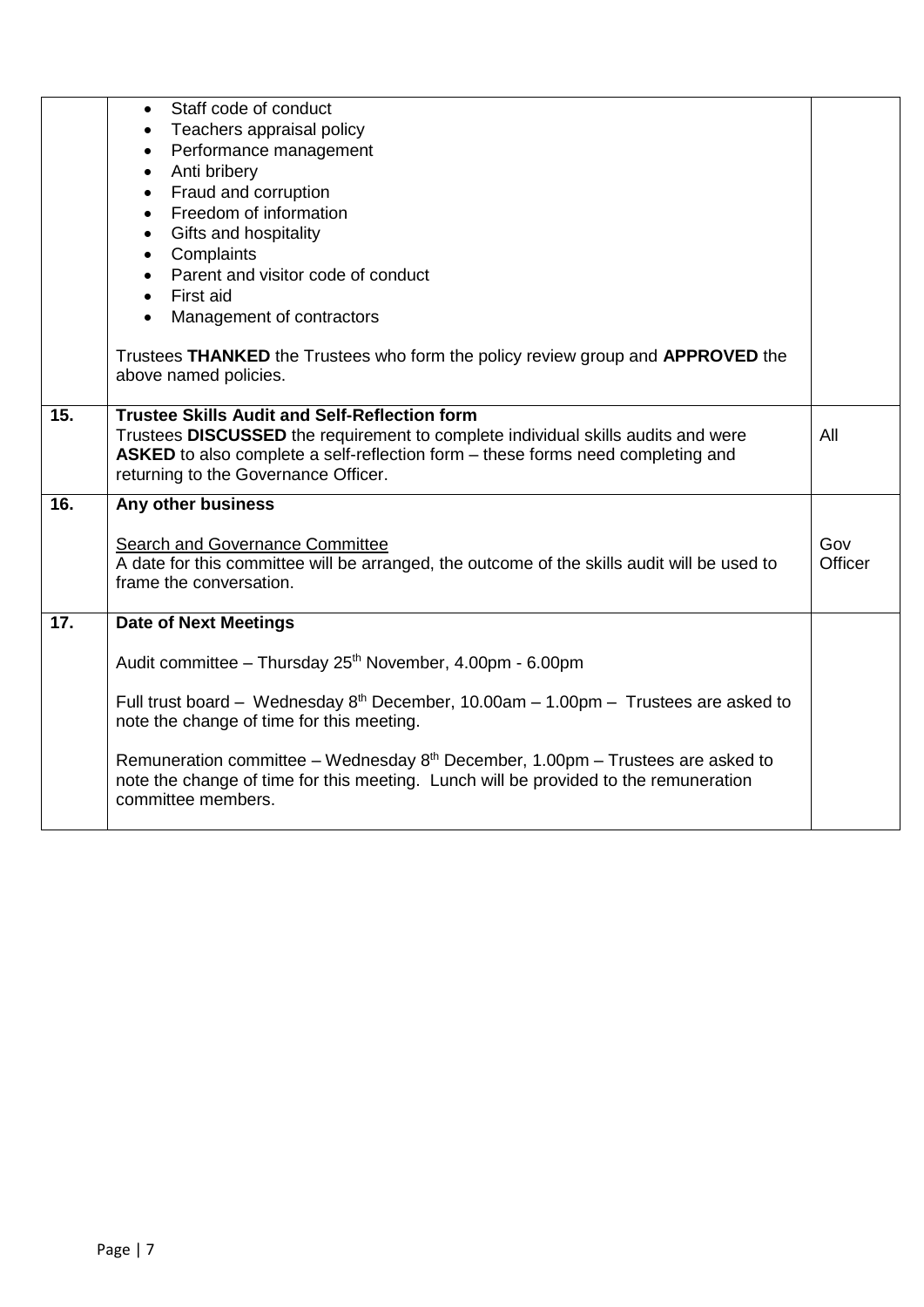| | | |
|---|---|---|
| | • Staff code of conduct<br>• Teachers appraisal policy<br>• Performance management<br>• Anti bribery<br>• Fraud and corruption<br>• Freedom of information<br>• Gifts and hospitality<br>• Complaints<br>• Parent and visitor code of conduct<br>• First aid<br>• Management of contractors<br><br>Trustees **THANKED** the Trustees who form the policy review group and **APPROVED** the above named policies. | |
| **15.** | **Trustee Skills Audit and Self-Reflection form**<br>Trustees **DISCUSSED** the requirement to complete individual skills audits and were **ASKED** to also complete a self-reflection form – these forms need completing and returning to the Governance Officer. | All |
| **16.** | **Any other business**<br><br>Search and Governance Committee<br>A date for this committee will be arranged, the outcome of the skills audit will be used to frame the conversation. | Gov Officer |
| **17.** | **Date of Next Meetings**<br><br>Audit committee – Thursday 25th November, 4.00pm - 6.00pm<br><br>Full trust board – Wednesday 8th December, 10.00am – 1.00pm – Trustees are asked to note the change of time for this meeting.<br><br>Remuneration committee – Wednesday 8th December, 1.00pm – Trustees are asked to note the change of time for this meeting. Lunch will be provided to the remuneration committee members. | |